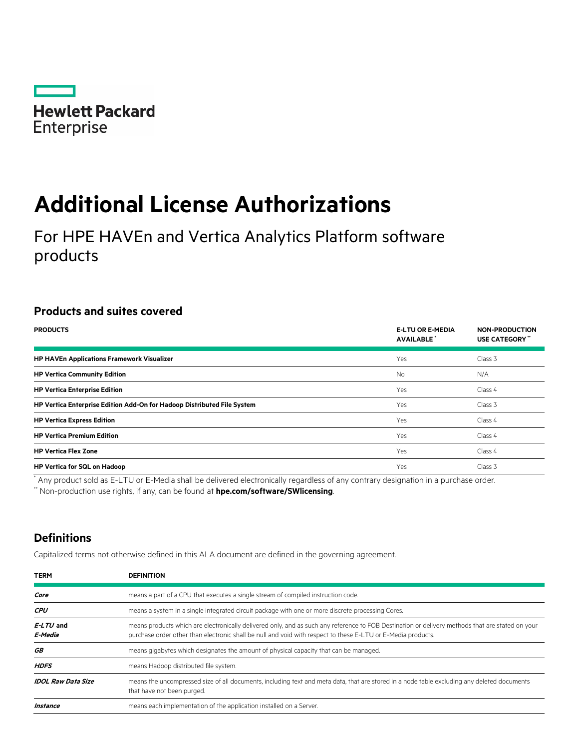Hewlett Packard Enterprise

# Additional License Authorizations

For HPE HAVEn and Vertica Analytics Platform software products

## Products and suites covered

| PRODUCTS | E-LTU OR E-MEDIA AVAILABLE * | NON-PRODUCTION USE CATEGORY ** |
|---|---|---|
| **HP HAVEn Applications Framework Visualizer** | Yes | Class 3 |
| **HP Vertica Community Edition** | No | N/A |
| **HP Vertica Enterprise Edition** | Yes | Class 4 |
| **HP Vertica Enterprise Edition Add-On for Hadoop Distributed File System** | Yes | Class 3 |
| **HP Vertica Express Edition** | Yes | Class 4 |
| **HP Vertica Premium Edition** | Yes | Class 4 |
| **HP Vertica Flex Zone** | Yes | Class 4 |
| **HP Vertica for SQL on Hadoop** | Yes | Class 3 |

* Any product sold as E-LTU or E-Media shall be delivered electronically regardless of any contrary designation in a purchase order.

** Non-production use rights, if any, can be found at **hpe.com/software/SWlicensing**.

## Definitions

Capitalized terms not otherwise defined in this ALA document are defined in the governing agreement.

| TERM | DEFINITION |
|---|---|
| ***Core*** | means a part of a CPU that executes a single stream of compiled instruction code. |
| ***CPU*** | means a system in a single integrated circuit package with one or more discrete processing Cores. |
| ***E-LTU* and *E-Media*** | means products which are electronically delivered only, and as such any reference to FOB Destination or delivery methods that are stated on your purchase order other than electronic shall be null and void with respect to these E-LTU or E-Media products. |
| ***GB*** | means gigabytes which designates the amount of physical capacity that can be managed. |
| ***HDFS*** | means Hadoop distributed file system. |
| ***IDOL Raw Data Size*** | means the uncompressed size of all documents, including text and meta data, that are stored in a node table excluding any deleted documents that have not been purged. |
| ***Instance*** | means each implementation of the application installed on a Server. |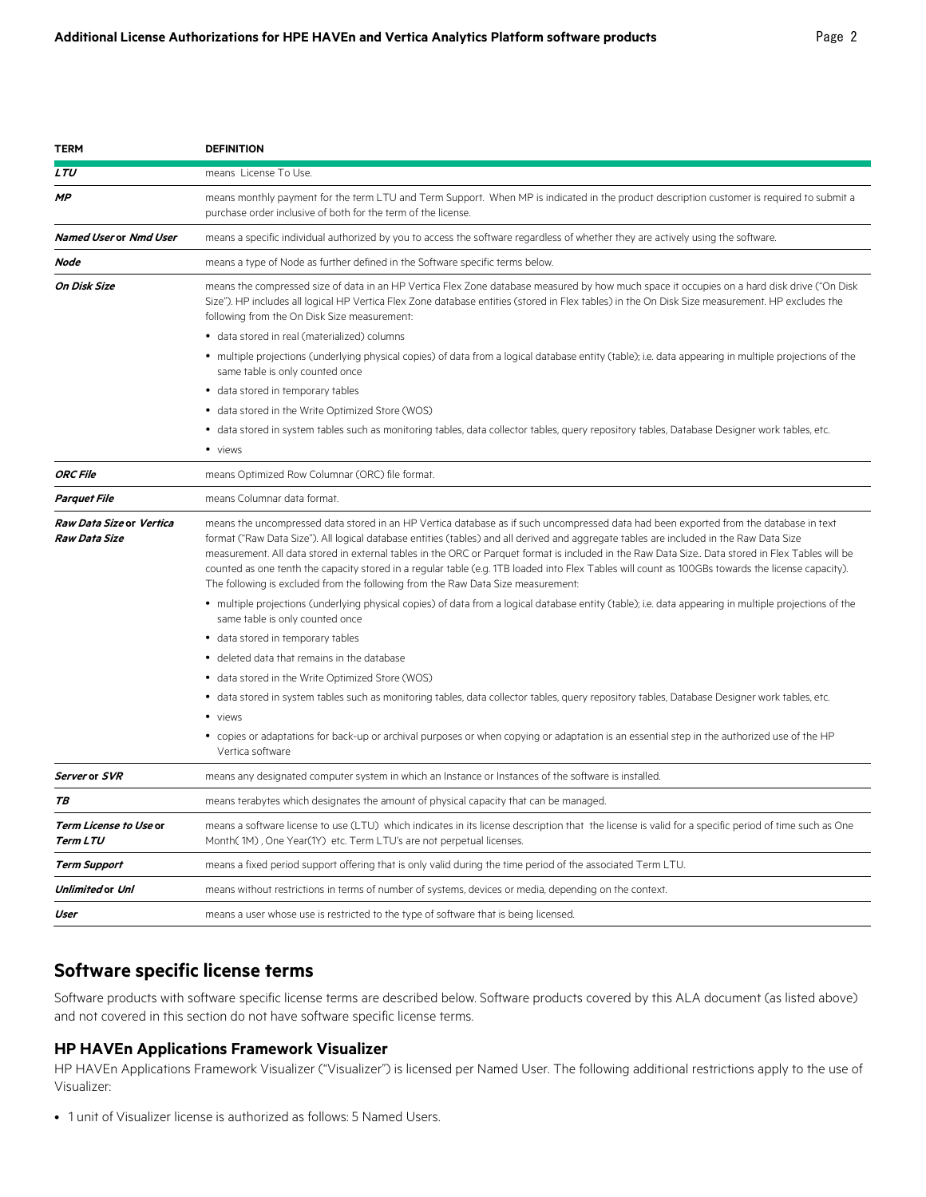| TERM | DEFINITION |
| --- | --- |
| ***LTU*** | means License To Use. |
| ***MP*** | means monthly payment for the term LTU and Term Support. When MP is indicated in the product description customer is required to submit a purchase order inclusive of both for the term of the license. |
| ***Named User* or *Nmd User*** | means a specific individual authorized by you to access the software regardless of whether they are actively using the software. |
| ***Node*** | means a type of Node as further defined in the Software specific terms below. |
| ***On Disk Size*** | means the compressed size of data in an HP Vertica Flex Zone database measured by how much space it occupies on a hard disk drive ("On Disk Size"). HP includes all logical HP Vertica Flex Zone database entities (stored in Flex tables) in the On Disk Size measurement. HP excludes the following from the On Disk Size measurement:<br>• data stored in real (materialized) columns<br>• multiple projections (underlying physical copies) of data from a logical database entity (table); i.e. data appearing in multiple projections of the same table is only counted once<br>• data stored in temporary tables<br>• data stored in the Write Optimized Store (WOS)<br>• data stored in system tables such as monitoring tables, data collector tables, query repository tables, Database Designer work tables, etc.<br>• views |
| ***ORC File*** | means Optimized Row Columnar (ORC) file format. |
| ***Parquet File*** | means Columnar data format. |
| ***Raw Data Size* or *Vertica Raw Data Size*** | means the uncompressed data stored in an HP Vertica database as if such uncompressed data had been exported from the database in text format ("Raw Data Size"). All logical database entities (tables) and all derived and aggregate tables are included in the Raw Data Size measurement. All data stored in external tables in the ORC or Parquet format is included in the Raw Data Size.. Data stored in Flex Tables will be counted as one tenth the capacity stored in a regular table (e.g. 1TB loaded into Flex Tables will count as 100GBs towards the license capacity). The following is excluded from the following from the Raw Data Size measurement:<br>• multiple projections (underlying physical copies) of data from a logical database entity (table); i.e. data appearing in multiple projections of the same table is only counted once<br>• data stored in temporary tables<br>• deleted data that remains in the database<br>• data stored in the Write Optimized Store (WOS)<br>• data stored in system tables such as monitoring tables, data collector tables, query repository tables, Database Designer work tables, etc.<br>• views<br>• copies or adaptations for back-up or archival purposes or when copying or adaptation is an essential step in the authorized use of the HP Vertica software |
| ***Server* or *SVR*** | means any designated computer system in which an Instance or Instances of the software is installed. |
| ***TB*** | means terabytes which designates the amount of physical capacity that can be managed. |
| ***Term License to Use* or *Term LTU*** | means a software license to use (LTU) which indicates in its license description that the license is valid for a specific period of time such as One Month( 1M) , One Year(1Y) etc. Term LTU's are not perpetual licenses. |
| ***Term Support*** | means a fixed period support offering that is only valid during the time period of the associated Term LTU. |
| ***Unlimited* or *Unl*** | means without restrictions in terms of number of systems, devices or media, depending on the context. |
| ***User*** | means a user whose use is restricted to the type of software that is being licensed. |

## Software specific license terms

Software products with software specific license terms are described below. Software products covered by this ALA document (as listed above) and not covered in this section do not have software specific license terms.

### HP HAVEn Applications Framework Visualizer

HP HAVEn Applications Framework Visualizer ("Visualizer") is licensed per Named User. The following additional restrictions apply to the use of Visualizer:

- 1 unit of Visualizer license is authorized as follows: 5 Named Users.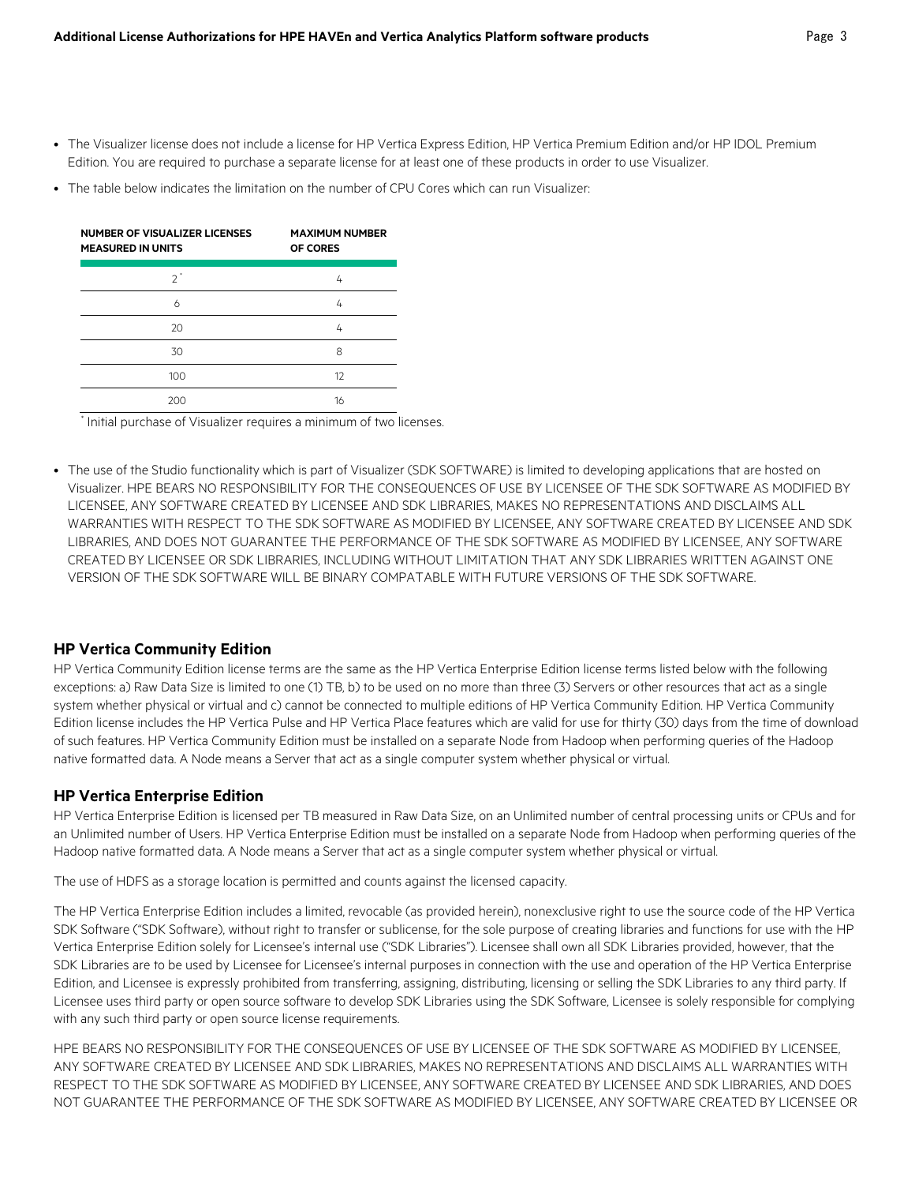- The Visualizer license does not include a license for HP Vertica Express Edition, HP Vertica Premium Edition and/or HP IDOL Premium Edition. You are required to purchase a separate license for at least one of these products in order to use Visualizer.
- The table below indicates the limitation on the number of CPU Cores which can run Visualizer:

| NUMBER OF VISUALIZER LICENSES MEASURED IN UNITS | MAXIMUM NUMBER OF CORES |
|---|---|
| 2* | 4 |
| 6 | 4 |
| 20 | 4 |
| 30 | 8 |
| 100 | 12 |
| 200 | 16 |

* Initial purchase of Visualizer requires a minimum of two licenses.

- The use of the Studio functionality which is part of Visualizer (SDK SOFTWARE) is limited to developing applications that are hosted on Visualizer. HPE BEARS NO RESPONSIBILITY FOR THE CONSEQUENCES OF USE BY LICENSEE OF THE SDK SOFTWARE AS MODIFIED BY LICENSEE, ANY SOFTWARE CREATED BY LICENSEE AND SDK LIBRARIES, MAKES NO REPRESENTATIONS AND DISCLAIMS ALL WARRANTIES WITH RESPECT TO THE SDK SOFTWARE AS MODIFIED BY LICENSEE, ANY SOFTWARE CREATED BY LICENSEE AND SDK LIBRARIES, AND DOES NOT GUARANTEE THE PERFORMANCE OF THE SDK SOFTWARE AS MODIFIED BY LICENSEE, ANY SOFTWARE CREATED BY LICENSEE OR SDK LIBRARIES, INCLUDING WITHOUT LIMITATION THAT ANY SDK LIBRARIES WRITTEN AGAINST ONE VERSION OF THE SDK SOFTWARE WILL BE BINARY COMPATABLE WITH FUTURE VERSIONS OF THE SDK SOFTWARE.

## HP Vertica Community Edition

HP Vertica Community Edition license terms are the same as the HP Vertica Enterprise Edition license terms listed below with the following exceptions: a) Raw Data Size is limited to one (1) TB, b) to be used on no more than three (3) Servers or other resources that act as a single system whether physical or virtual and c) cannot be connected to multiple editions of HP Vertica Community Edition. HP Vertica Community Edition license includes the HP Vertica Pulse and HP Vertica Place features which are valid for use for thirty (30) days from the time of download of such features. HP Vertica Community Edition must be installed on a separate Node from Hadoop when performing queries of the Hadoop native formatted data. A Node means a Server that act as a single computer system whether physical or virtual.

## HP Vertica Enterprise Edition

HP Vertica Enterprise Edition is licensed per TB measured in Raw Data Size, on an Unlimited number of central processing units or CPUs and for an Unlimited number of Users. HP Vertica Enterprise Edition must be installed on a separate Node from Hadoop when performing queries of the Hadoop native formatted data. A Node means a Server that act as a single computer system whether physical or virtual.

The use of HDFS as a storage location is permitted and counts against the licensed capacity.

The HP Vertica Enterprise Edition includes a limited, revocable (as provided herein), nonexclusive right to use the source code of the HP Vertica SDK Software ("SDK Software), without right to transfer or sublicense, for the sole purpose of creating libraries and functions for use with the HP Vertica Enterprise Edition solely for Licensee's internal use ("SDK Libraries"). Licensee shall own all SDK Libraries provided, however, that the SDK Libraries are to be used by Licensee for Licensee's internal purposes in connection with the use and operation of the HP Vertica Enterprise Edition, and Licensee is expressly prohibited from transferring, assigning, distributing, licensing or selling the SDK Libraries to any third party. If Licensee uses third party or open source software to develop SDK Libraries using the SDK Software, Licensee is solely responsible for complying with any such third party or open source license requirements.

HPE BEARS NO RESPONSIBILITY FOR THE CONSEQUENCES OF USE BY LICENSEE OF THE SDK SOFTWARE AS MODIFIED BY LICENSEE, ANY SOFTWARE CREATED BY LICENSEE AND SDK LIBRARIES, MAKES NO REPRESENTATIONS AND DISCLAIMS ALL WARRANTIES WITH RESPECT TO THE SDK SOFTWARE AS MODIFIED BY LICENSEE, ANY SOFTWARE CREATED BY LICENSEE AND SDK LIBRARIES, AND DOES NOT GUARANTEE THE PERFORMANCE OF THE SDK SOFTWARE AS MODIFIED BY LICENSEE, ANY SOFTWARE CREATED BY LICENSEE OR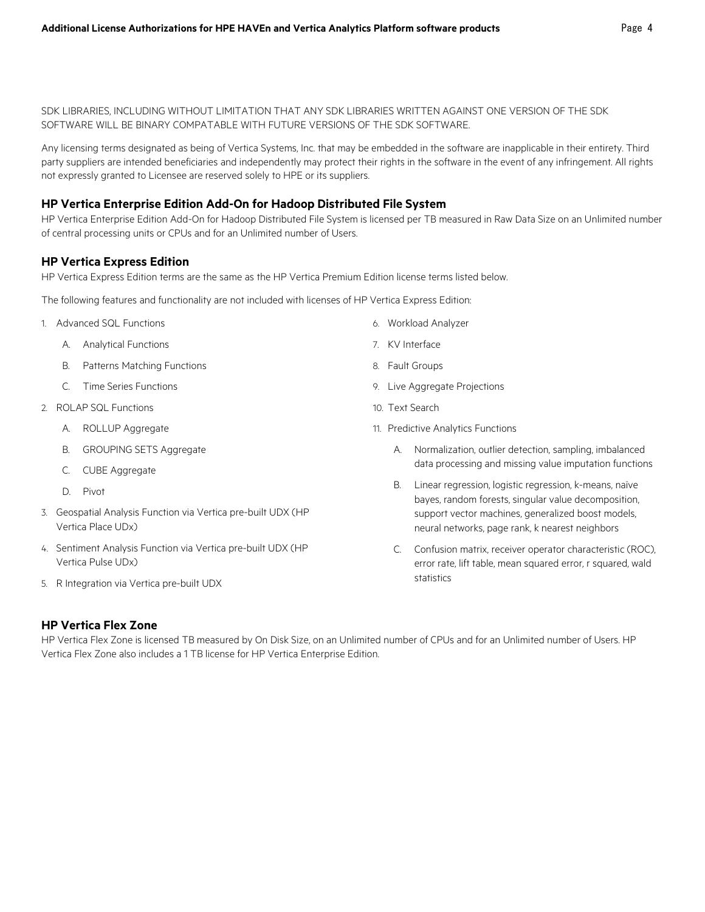SDK LIBRARIES, INCLUDING WITHOUT LIMITATION THAT ANY SDK LIBRARIES WRITTEN AGAINST ONE VERSION OF THE SDK SOFTWARE WILL BE BINARY COMPATABLE WITH FUTURE VERSIONS OF THE SDK SOFTWARE.

Any licensing terms designated as being of Vertica Systems, Inc. that may be embedded in the software are inapplicable in their entirety. Third party suppliers are intended beneficiaries and independently may protect their rights in the software in the event of any infringement. All rights not expressly granted to Licensee are reserved solely to HPE or its suppliers.

### HP Vertica Enterprise Edition Add-On for Hadoop Distributed File System

HP Vertica Enterprise Edition Add-On for Hadoop Distributed File System is licensed per TB measured in Raw Data Size on an Unlimited number of central processing units or CPUs and for an Unlimited number of Users.

### HP Vertica Express Edition

HP Vertica Express Edition terms are the same as the HP Vertica Premium Edition license terms listed below.

The following features and functionality are not included with licenses of HP Vertica Express Edition:

1. Advanced SQL Functions
   A. Analytical Functions
   B. Patterns Matching Functions
   C. Time Series Functions
2. ROLAP SQL Functions
   A. ROLLUP Aggregate
   B. GROUPING SETS Aggregate
   C. CUBE Aggregate
   D. Pivot
3. Geospatial Analysis Function via Vertica pre-built UDX (HP Vertica Place UDx)
4. Sentiment Analysis Function via Vertica pre-built UDX (HP Vertica Pulse UDx)
5. R Integration via Vertica pre-built UDX
6. Workload Analyzer
7. KV Interface
8. Fault Groups
9. Live Aggregate Projections
10. Text Search
11. Predictive Analytics Functions
    A. Normalization, outlier detection, sampling, imbalanced data processing and missing value imputation functions
    B. Linear regression, logistic regression, k-means, naïve bayes, random forests, singular value decomposition, support vector machines, generalized boost models, neural networks, page rank, k nearest neighbors
    C. Confusion matrix, receiver operator characteristic (ROC), error rate, lift table, mean squared error, r squared, wald statistics

### HP Vertica Flex Zone

HP Vertica Flex Zone is licensed TB measured by On Disk Size, on an Unlimited number of CPUs and for an Unlimited number of Users. HP Vertica Flex Zone also includes a 1 TB license for HP Vertica Enterprise Edition.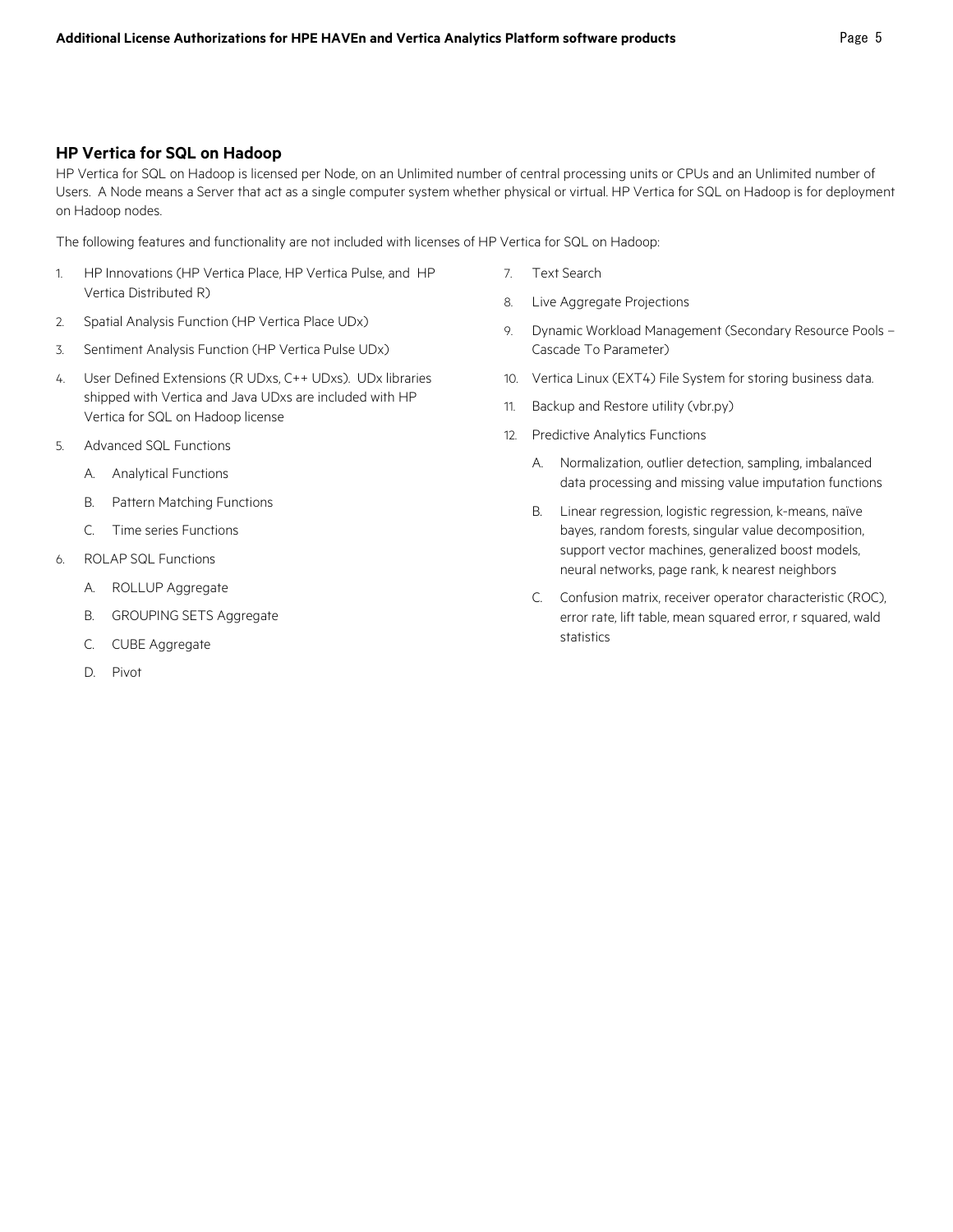## HP Vertica for SQL on Hadoop

HP Vertica for SQL on Hadoop is licensed per Node, on an Unlimited number of central processing units or CPUs and an Unlimited number of Users. A Node means a Server that act as a single computer system whether physical or virtual. HP Vertica for SQL on Hadoop is for deployment on Hadoop nodes.

The following features and functionality are not included with licenses of HP Vertica for SQL on Hadoop:

1. HP Innovations (HP Vertica Place, HP Vertica Pulse, and HP Vertica Distributed R)
2. Spatial Analysis Function (HP Vertica Place UDx)
3. Sentiment Analysis Function (HP Vertica Pulse UDx)
4. User Defined Extensions (R UDxs, C++ UDxs). UDx libraries shipped with Vertica and Java UDxs are included with HP Vertica for SQL on Hadoop license
5. Advanced SQL Functions
   - A. Analytical Functions
   - B. Pattern Matching Functions
   - C. Time series Functions
6. ROLAP SQL Functions
   - A. ROLLUP Aggregate
   - B. GROUPING SETS Aggregate
   - C. CUBE Aggregate
   - D. Pivot
7. Text Search
8. Live Aggregate Projections
9. Dynamic Workload Management (Secondary Resource Pools – Cascade To Parameter)
10. Vertica Linux (EXT4) File System for storing business data.
11. Backup and Restore utility (vbr.py)
12. Predictive Analytics Functions
    - A. Normalization, outlier detection, sampling, imbalanced data processing and missing value imputation functions
    - B. Linear regression, logistic regression, k-means, naïve bayes, random forests, singular value decomposition, support vector machines, generalized boost models, neural networks, page rank, k nearest neighbors
    - C. Confusion matrix, receiver operator characteristic (ROC), error rate, lift table, mean squared error, r squared, wald statistics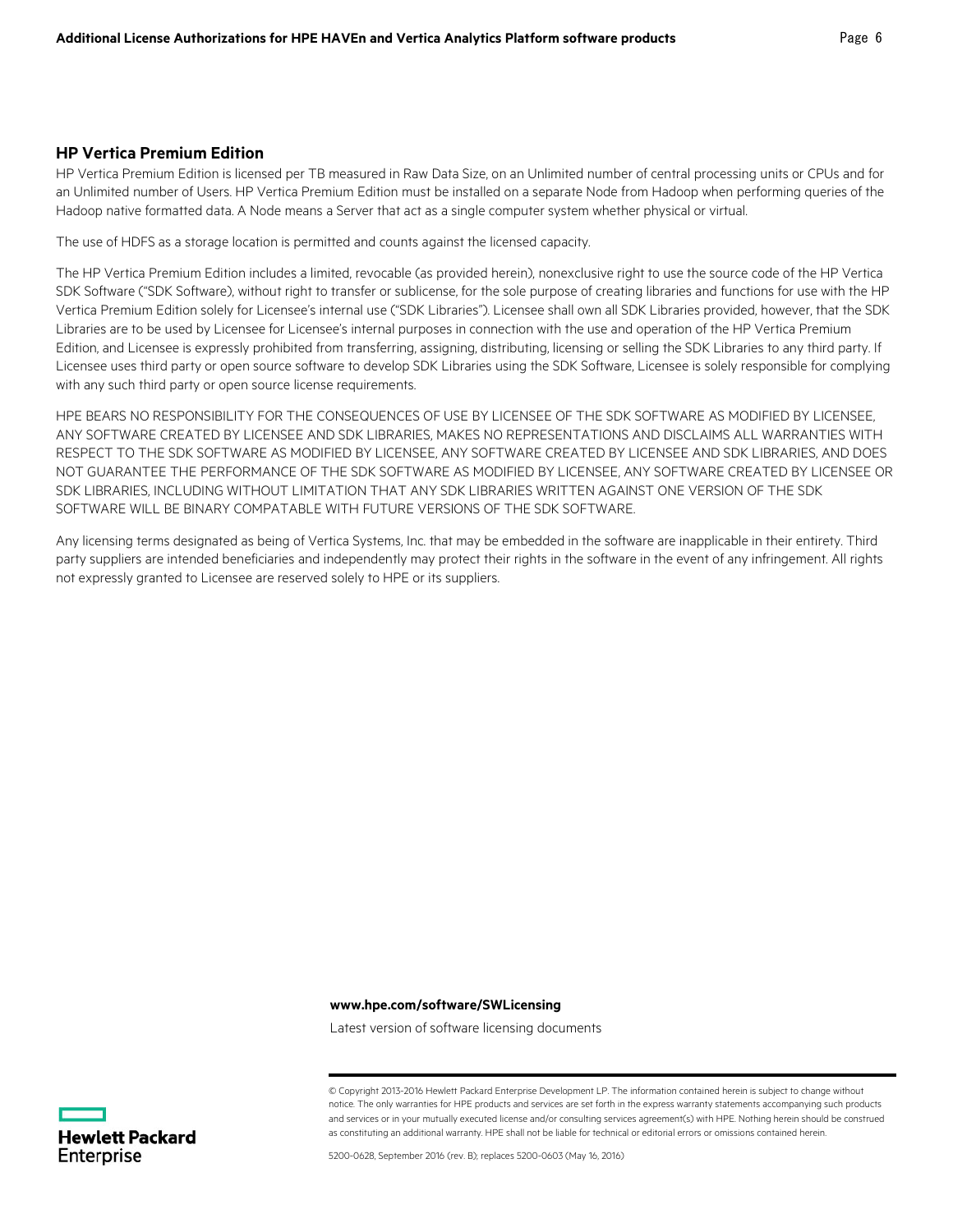## HP Vertica Premium Edition

HP Vertica Premium Edition is licensed per TB measured in Raw Data Size, on an Unlimited number of central processing units or CPUs and for an Unlimited number of Users. HP Vertica Premium Edition must be installed on a separate Node from Hadoop when performing queries of the Hadoop native formatted data. A Node means a Server that act as a single computer system whether physical or virtual.

The use of HDFS as a storage location is permitted and counts against the licensed capacity.

The HP Vertica Premium Edition includes a limited, revocable (as provided herein), nonexclusive right to use the source code of the HP Vertica SDK Software ("SDK Software), without right to transfer or sublicense, for the sole purpose of creating libraries and functions for use with the HP Vertica Premium Edition solely for Licensee's internal use ("SDK Libraries"). Licensee shall own all SDK Libraries provided, however, that the SDK Libraries are to be used by Licensee for Licensee's internal purposes in connection with the use and operation of the HP Vertica Premium Edition, and Licensee is expressly prohibited from transferring, assigning, distributing, licensing or selling the SDK Libraries to any third party. If Licensee uses third party or open source software to develop SDK Libraries using the SDK Software, Licensee is solely responsible for complying with any such third party or open source license requirements.

HPE BEARS NO RESPONSIBILITY FOR THE CONSEQUENCES OF USE BY LICENSEE OF THE SDK SOFTWARE AS MODIFIED BY LICENSEE, ANY SOFTWARE CREATED BY LICENSEE AND SDK LIBRARIES, MAKES NO REPRESENTATIONS AND DISCLAIMS ALL WARRANTIES WITH RESPECT TO THE SDK SOFTWARE AS MODIFIED BY LICENSEE, ANY SOFTWARE CREATED BY LICENSEE AND SDK LIBRARIES, AND DOES NOT GUARANTEE THE PERFORMANCE OF THE SDK SOFTWARE AS MODIFIED BY LICENSEE, ANY SOFTWARE CREATED BY LICENSEE OR SDK LIBRARIES, INCLUDING WITHOUT LIMITATION THAT ANY SDK LIBRARIES WRITTEN AGAINST ONE VERSION OF THE SDK SOFTWARE WILL BE BINARY COMPATABLE WITH FUTURE VERSIONS OF THE SDK SOFTWARE.

Any licensing terms designated as being of Vertica Systems, Inc. that may be embedded in the software are inapplicable in their entirety. Third party suppliers are intended beneficiaries and independently may protect their rights in the software in the event of any infringement. All rights not expressly granted to Licensee are reserved solely to HPE or its suppliers.

**www.hpe.com/software/SWLicensing**

Latest version of software licensing documents

© Copyright 2013-2016 Hewlett Packard Enterprise Development LP. The information contained herein is subject to change without notice. The only warranties for HPE products and services are set forth in the express warranty statements accompanying such products and services or in your mutually executed license and/or consulting services agreement(s) with HPE. Nothing herein should be construed as constituting an additional warranty. HPE shall not be liable for technical or editorial errors or omissions contained herein.

5200-0628, September 2016 (rev. B); replaces 5200-0603 (May 16, 2016)